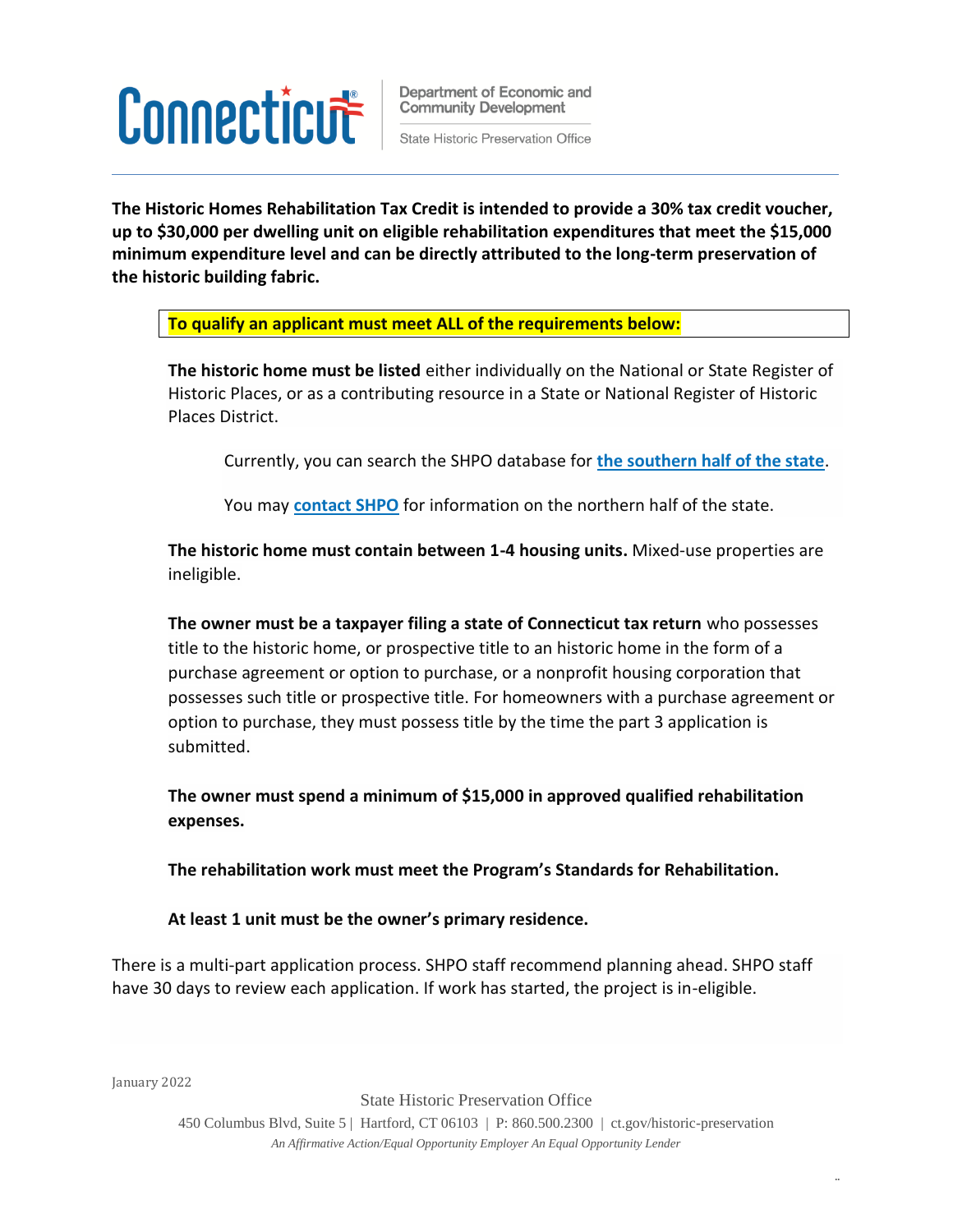Connecticut | Department of Economic and Community Development | State Historic Preservation Office

**The Historic Homes Rehabilitation Tax Credit is intended to provide a 30% tax credit voucher, up to $30,000 per dwelling unit on eligible rehabilitation expenditures that meet the $15,000 minimum expenditure level and can be directly attributed to the long-term preservation of the historic building fabric.**

**To qualify an applicant must meet ALL of the requirements below:**

**The historic home must be listed** either individually on the National or State Register of Historic Places, or as a contributing resource in a State or National Register of Historic Places District.

Currently, you can search the SHPO database for **the southern half of the state**.

You may **contact SHPO** for information on the northern half of the state.

**The historic home must contain between 1-4 housing units.** Mixed-use properties are ineligible.

**The owner must be a taxpayer filing a state of Connecticut tax return** who possesses title to the historic home, or prospective title to an historic home in the form of a purchase agreement or option to purchase, or a nonprofit housing corporation that possesses such title or prospective title. For homeowners with a purchase agreement or option to purchase, they must possess title by the time the part 3 application is submitted.

**The owner must spend a minimum of $15,000 in approved qualified rehabilitation expenses.**

**The rehabilitation work must meet the Program's Standards for Rehabilitation.**

**At least 1 unit must be the owner's primary residence.**

There is a multi-part application process. SHPO staff recommend planning ahead. SHPO staff have 30 days to review each application. If work has started, the project is in-eligible.

January 2022

State Historic Preservation Office
450 Columbus Blvd, Suite 5 | Hartford, CT 06103 | P: 860.500.2300 | ct.gov/historic-preservation
*An Affirmative Action/Equal Opportunity Employer An Equal Opportunity Lender*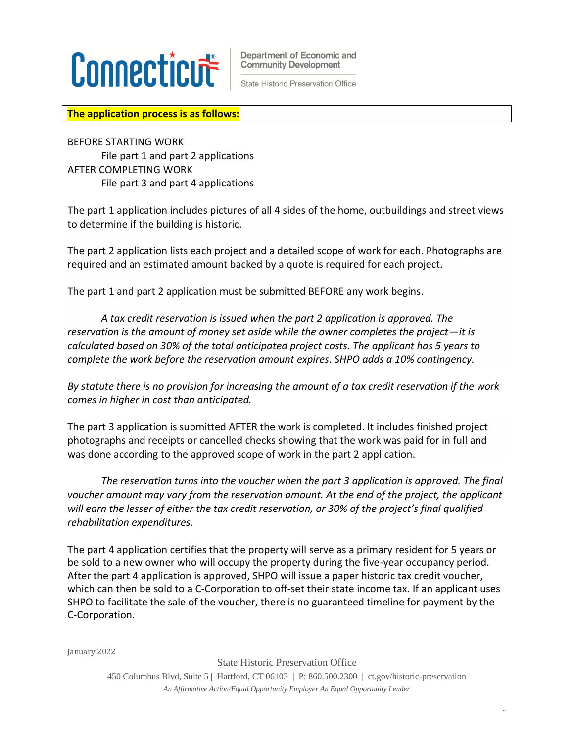**The application process is as follows:**

BEFORE STARTING WORK
 File part 1 and part 2 applications
AFTER COMPLETING WORK
 File part 3 and part 4 applications

The part 1 application includes pictures of all 4 sides of the home, outbuildings and street views to determine if the building is historic.

The part 2 application lists each project and a detailed scope of work for each. Photographs are required and an estimated amount backed by a quote is required for each project.

The part 1 and part 2 application must be submitted BEFORE any work begins.

*A tax credit reservation is issued when the part 2 application is approved. The reservation is the amount of money set aside while the owner completes the project—it is calculated based on 30% of the total anticipated project costs. The applicant has 5 years to complete the work before the reservation amount expires. SHPO adds a 10% contingency.*

*By statute there is no provision for increasing the amount of a tax credit reservation if the work comes in higher in cost than anticipated.*

The part 3 application is submitted AFTER the work is completed. It includes finished project photographs and receipts or cancelled checks showing that the work was paid for in full and was done according to the approved scope of work in the part 2 application.

*The reservation turns into the voucher when the part 3 application is approved. The final voucher amount may vary from the reservation amount. At the end of the project, the applicant will earn the lesser of either the tax credit reservation, or 30% of the project's final qualified rehabilitation expenditures.*

The part 4 application certifies that the property will serve as a primary resident for 5 years or be sold to a new owner who will occupy the property during the five-year occupancy period. After the part 4 application is approved, SHPO will issue a paper historic tax credit voucher, which can then be sold to a C-Corporation to off-set their state income tax. If an applicant uses SHPO to facilitate the sale of the voucher, there is no guaranteed timeline for payment by the C-Corporation.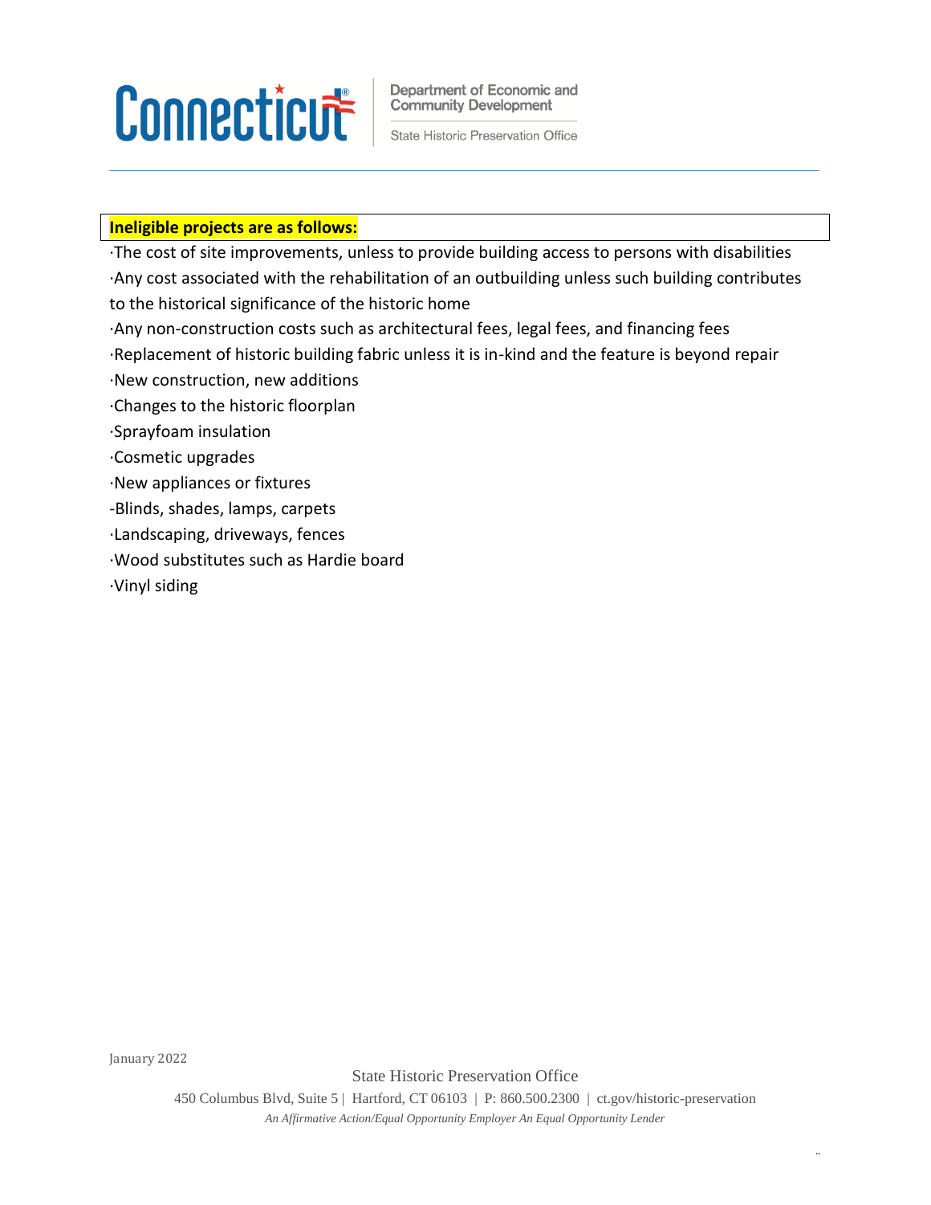**Ineligible projects are as follows:**

- The cost of site improvements, unless to provide building access to persons with disabilities
- Any cost associated with the rehabilitation of an outbuilding unless such building contributes to the historical significance of the historic home
- Any non-construction costs such as architectural fees, legal fees, and financing fees
- Replacement of historic building fabric unless it is in-kind and the feature is beyond repair
- New construction, new additions
- Changes to the historic floorplan
- Sprayfoam insulation
- Cosmetic upgrades
- New appliances or fixtures
- Blinds, shades, lamps, carpets
- Landscaping, driveways, fences
- Wood substitutes such as Hardie board
- Vinyl siding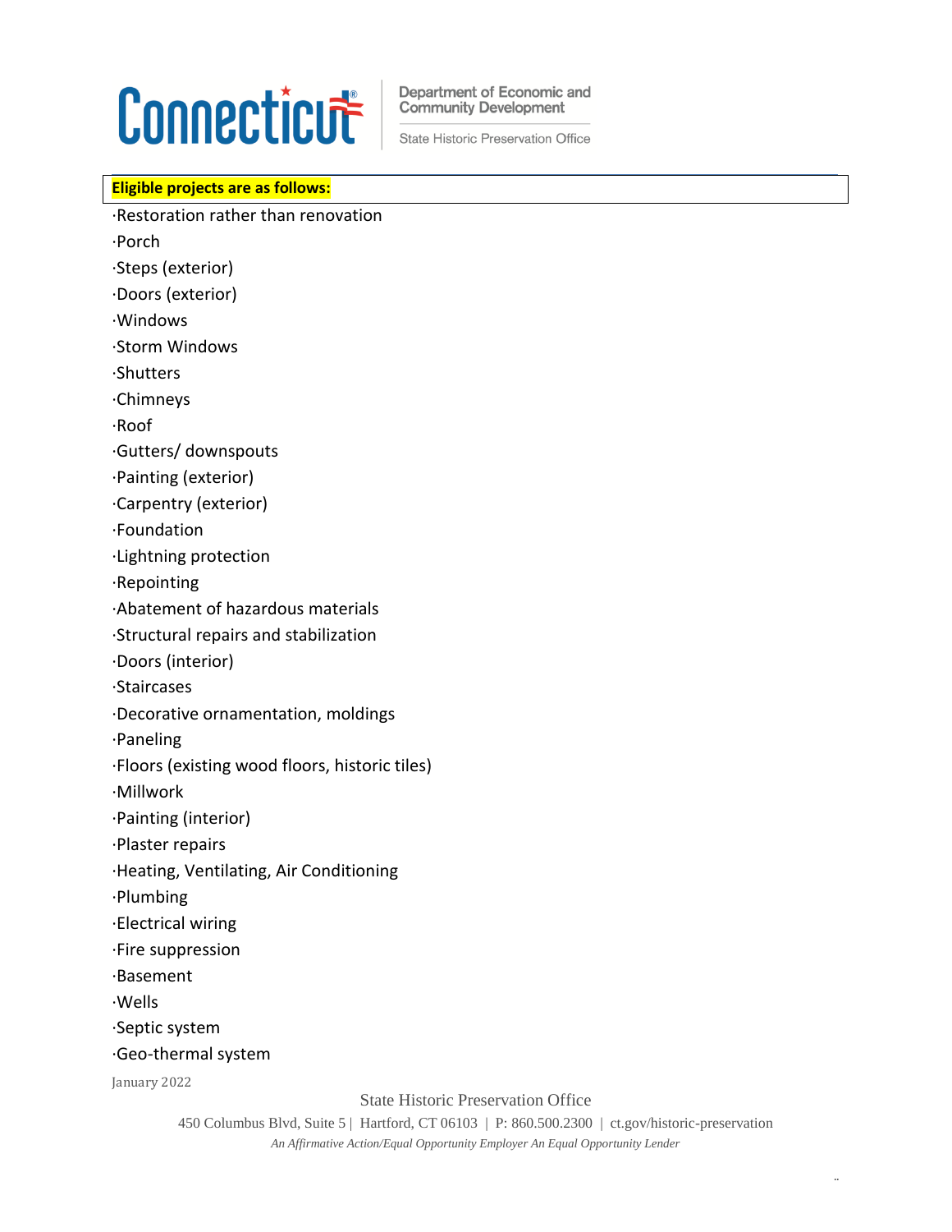**Eligible projects are as follows:**

- Restoration rather than renovation
- Porch
- Steps (exterior)
- Doors (exterior)
- Windows
- Storm Windows
- Shutters
- Chimneys
- Roof
- Gutters/ downspouts
- Painting (exterior)
- Carpentry (exterior)
- Foundation
- Lightning protection
- Repointing
- Abatement of hazardous materials
- Structural repairs and stabilization
- Doors (interior)
- Staircases
- Decorative ornamentation, moldings
- Paneling
- Floors (existing wood floors, historic tiles)
- Millwork
- Painting (interior)
- Plaster repairs
- Heating, Ventilating, Air Conditioning
- Plumbing
- Electrical wiring
- Fire suppression
- Basement
- Wells
- Septic system
- Geo-thermal system

January 2022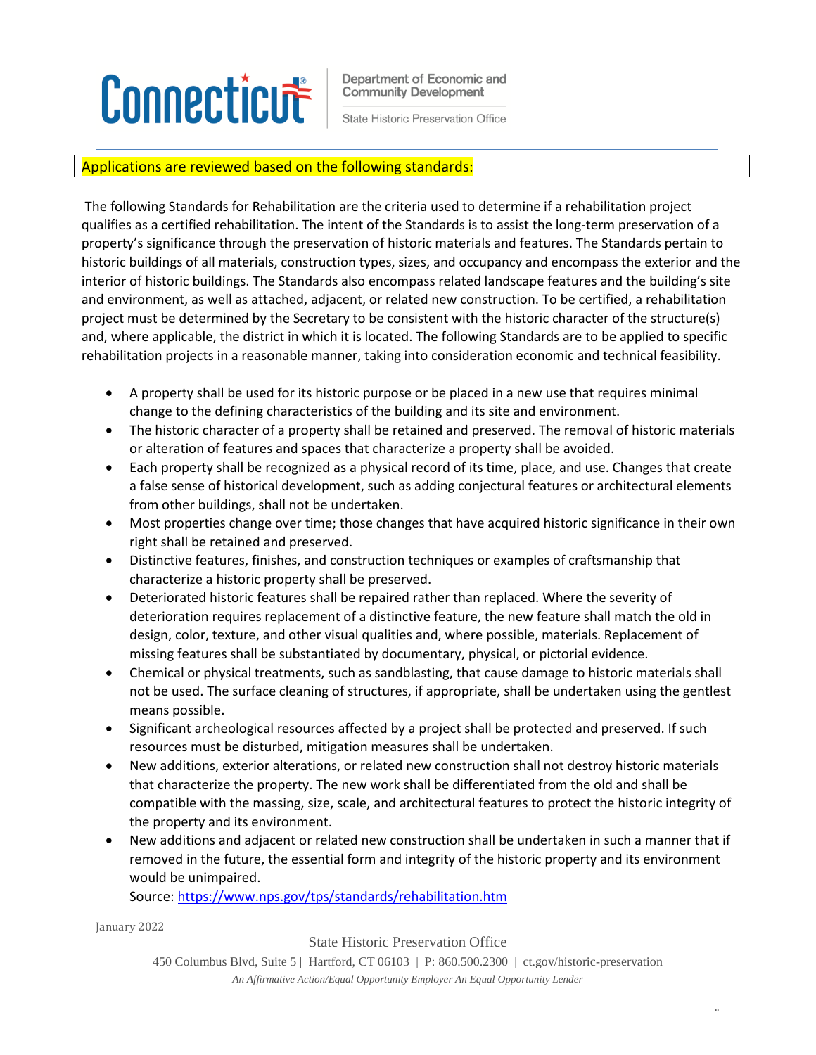Applications are reviewed based on the following standards:

The following Standards for Rehabilitation are the criteria used to determine if a rehabilitation project qualifies as a certified rehabilitation. The intent of the Standards is to assist the long-term preservation of a property's significance through the preservation of historic materials and features. The Standards pertain to historic buildings of all materials, construction types, sizes, and occupancy and encompass the exterior and the interior of historic buildings. The Standards also encompass related landscape features and the building's site and environment, as well as attached, adjacent, or related new construction. To be certified, a rehabilitation project must be determined by the Secretary to be consistent with the historic character of the structure(s) and, where applicable, the district in which it is located. The following Standards are to be applied to specific rehabilitation projects in a reasonable manner, taking into consideration economic and technical feasibility.

- A property shall be used for its historic purpose or be placed in a new use that requires minimal change to the defining characteristics of the building and its site and environment.
- The historic character of a property shall be retained and preserved. The removal of historic materials or alteration of features and spaces that characterize a property shall be avoided.
- Each property shall be recognized as a physical record of its time, place, and use. Changes that create a false sense of historical development, such as adding conjectural features or architectural elements from other buildings, shall not be undertaken.
- Most properties change over time; those changes that have acquired historic significance in their own right shall be retained and preserved.
- Distinctive features, finishes, and construction techniques or examples of craftsmanship that characterize a historic property shall be preserved.
- Deteriorated historic features shall be repaired rather than replaced. Where the severity of deterioration requires replacement of a distinctive feature, the new feature shall match the old in design, color, texture, and other visual qualities and, where possible, materials. Replacement of missing features shall be substantiated by documentary, physical, or pictorial evidence.
- Chemical or physical treatments, such as sandblasting, that cause damage to historic materials shall not be used. The surface cleaning of structures, if appropriate, shall be undertaken using the gentlest means possible.
- Significant archeological resources affected by a project shall be protected and preserved. If such resources must be disturbed, mitigation measures shall be undertaken.
- New additions, exterior alterations, or related new construction shall not destroy historic materials that characterize the property. The new work shall be differentiated from the old and shall be compatible with the massing, size, scale, and architectural features to protect the historic integrity of the property and its environment.
- New additions and adjacent or related new construction shall be undertaken in such a manner that if removed in the future, the essential form and integrity of the historic property and its environment would be unimpaired.

  Source: https://www.nps.gov/tps/standards/rehabilitation.htm

January 2022